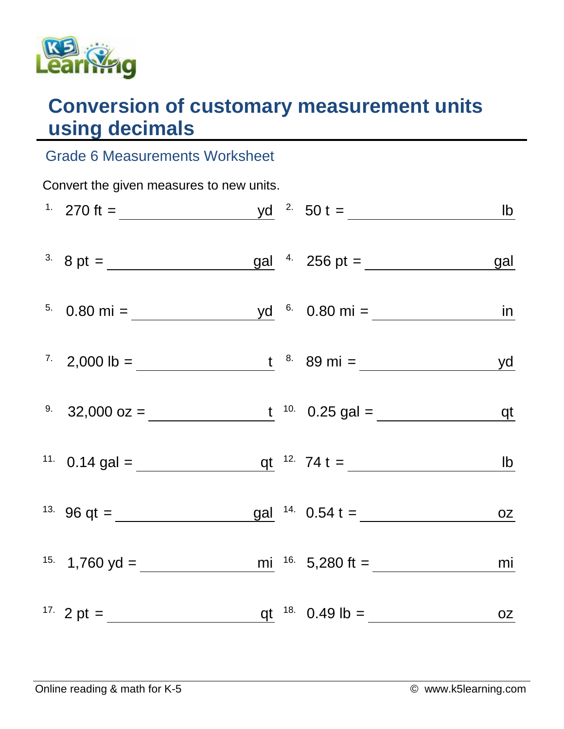# Conversion of customary measurement units using decimals

## Grade 6 Measurements Worksheet

Convert the given measures to new units.

1. 270 ft = ____________ yd
2. 50 t = ____________ lb
3. 8 pt = ____________ gal
4. 256 pt = ____________ gal
5. 0.80 mi = ____________ yd
6. 0.80 mi = ____________ in
7. 2,000 lb = ____________ t
8. 89 mi = ____________ yd
9. 32,000 oz = ____________ t
10. 0.25 gal = ____________ qt
11. 0.14 gal = ____________ qt
12. 74 t = ____________ lb
13. 96 qt = ____________ gal
14. 0.54 t = ____________ oz
15. 1,760 yd = ____________ mi
16. 5,280 ft = ____________ mi
17. 2 pt = ____________ qt
18. 0.49 lb = ____________ oz

Online reading & math for K-5 © www.k5learning.com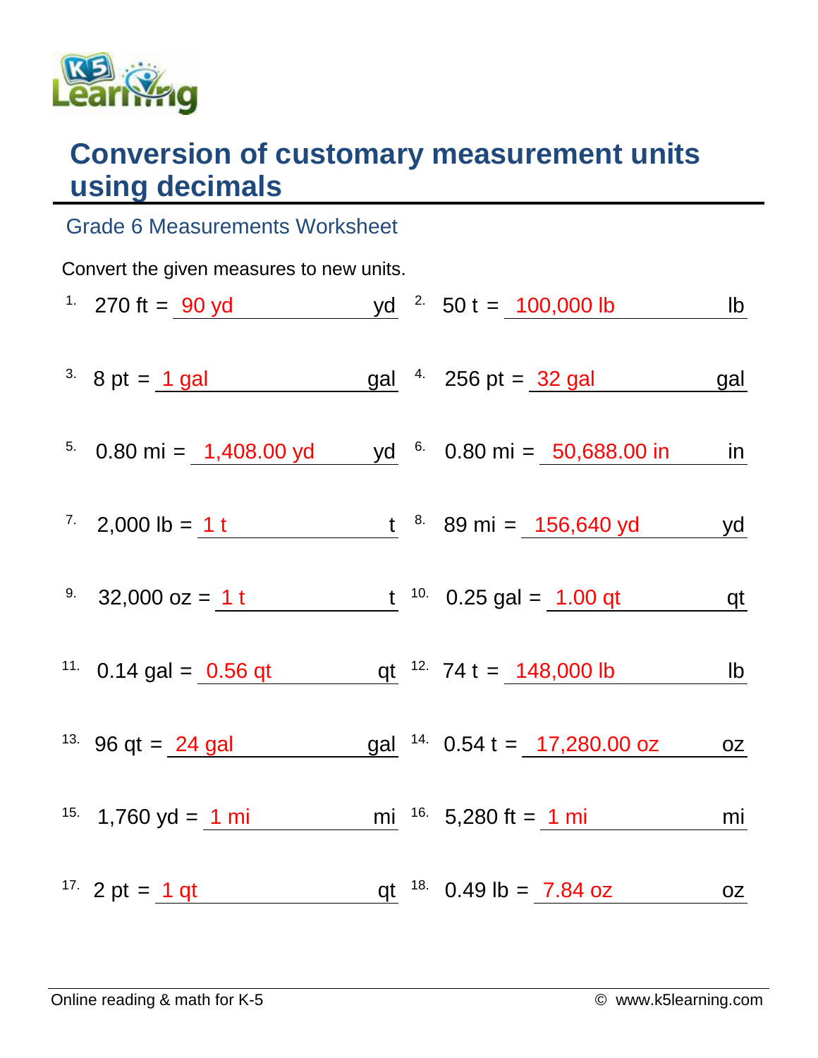# Conversion of customary measurement units using decimals

## Grade 6 Measurements Worksheet

Convert the given measures to new units.

1. 270 ft = 90 yd yd
2. 50 t = 100,000 lb lb
3. 8 pt = 1 gal gal
4. 256 pt = 32 gal gal
5. 0.80 mi = 1,408.00 yd yd
6. 0.80 mi = 50,688.00 in in
7. 2,000 lb = 1 t t
8. 89 mi = 156,640 yd yd
9. 32,000 oz = 1 t t
10. 0.25 gal = 1.00 qt qt
11. 0.14 gal = 0.56 qt qt
12. 74 t = 148,000 lb lb
13. 96 qt = 24 gal gal
14. 0.54 t = 17,280.00 oz oz
15. 1,760 yd = 1 mi mi
16. 5,280 ft = 1 mi mi
17. 2 pt = 1 qt qt
18. 0.49 lb = 7.84 oz oz